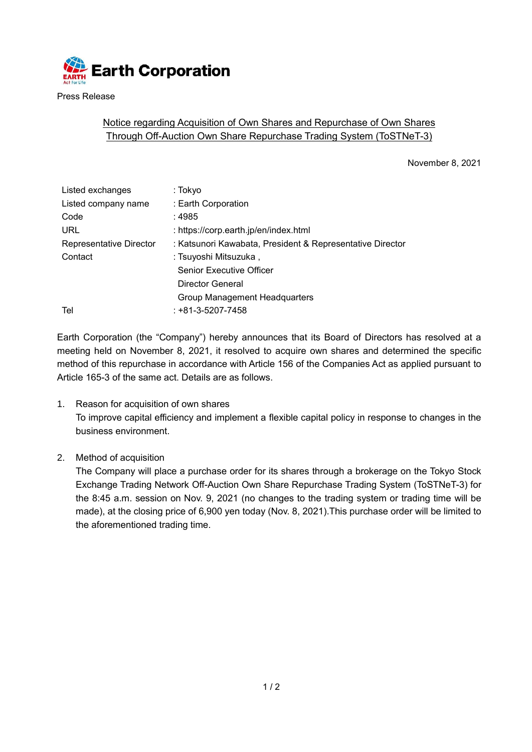Earth Corporation

Press Release

## Notice regarding Acquisition of Own Shares and Repurchase of Own Shares Through Off-Auction Own Share Repurchase Trading System (ToSTNeT-3)

November 8, 2021

| | |
|---|---|
| Listed exchanges | : Tokyo |
| Listed company name | : Earth Corporation |
| Code | : 4985 |
| URL | : https://corp.earth.jp/en/index.html |
| Representative Director | : Katsunori Kawabata, President & Representative Director |
| Contact | : Tsuyoshi Mitsuzuka , Senior Executive Officer Director General Group Management Headquarters |
| Tel | : +81-3-5207-7458 |

Earth Corporation (the "Company") hereby announces that its Board of Directors has resolved at a meeting held on November 8, 2021, it resolved to acquire own shares and determined the specific method of this repurchase in accordance with Article 156 of the Companies Act as applied pursuant to Article 165-3 of the same act. Details are as follows.

1. Reason for acquisition of own shares
   To improve capital efficiency and implement a flexible capital policy in response to changes in the business environment.

2. Method of acquisition
   The Company will place a purchase order for its shares through a brokerage on the Tokyo Stock Exchange Trading Network Off-Auction Own Share Repurchase Trading System (ToSTNeT-3) for the 8:45 a.m. session on Nov. 9, 2021 (no changes to the trading system or trading time will be made), at the closing price of 6,900 yen today (Nov. 8, 2021).This purchase order will be limited to the aforementioned trading time.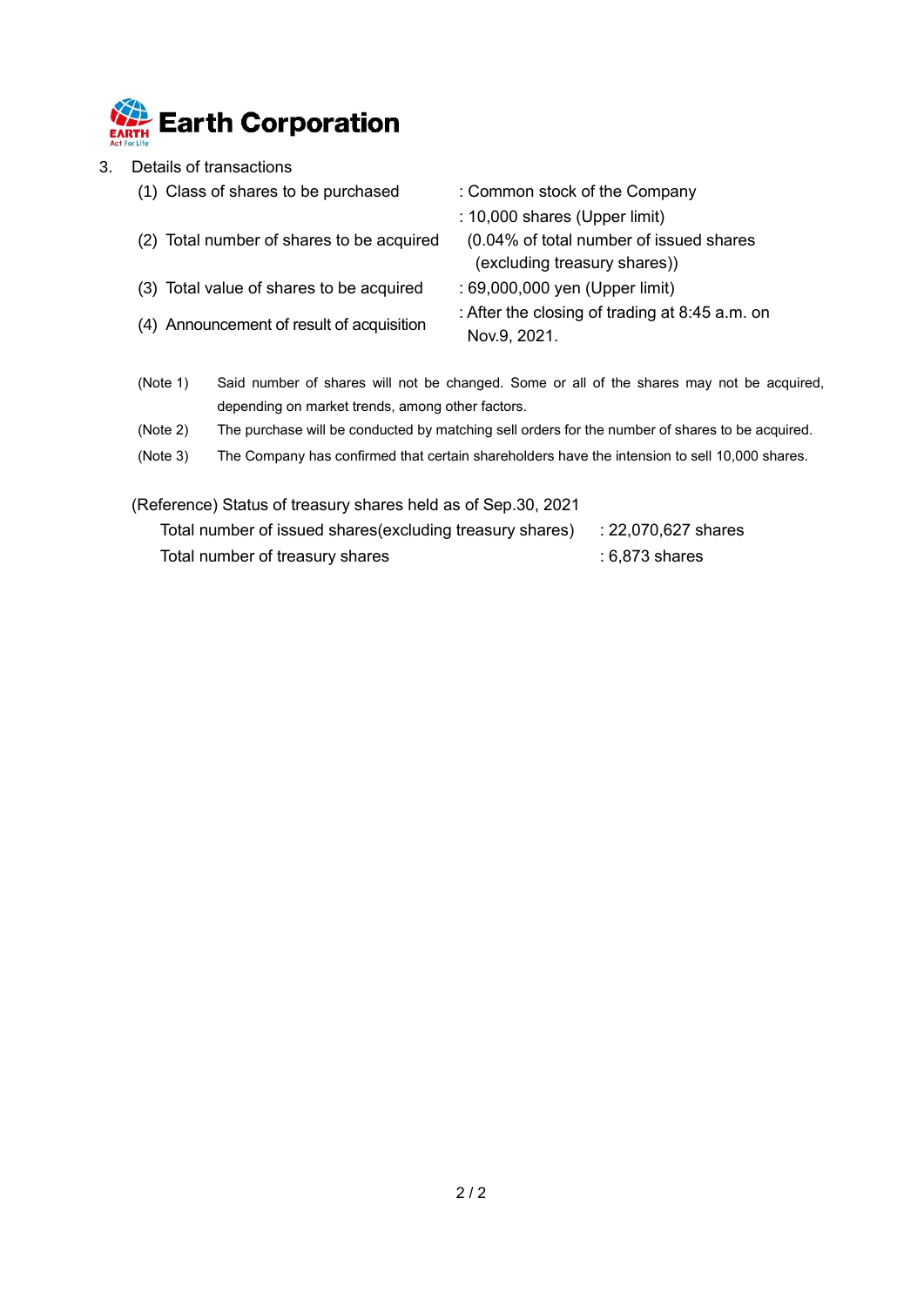Earth Corporation

3. Details of transactions

| | |
|---|---|
| (1) Class of shares to be purchased | : Common stock of the Company |
| (2) Total number of shares to be acquired | : 10,000 shares (Upper limit) (0.04% of total number of issued shares (excluding treasury shares)) |
| (3) Total value of shares to be acquired | : 69,000,000 yen (Upper limit) |
| (4) Announcement of result of acquisition | : After the closing of trading at 8:45 a.m. on Nov.9, 2021. |

(Note 1) Said number of shares will not be changed. Some or all of the shares may not be acquired, depending on market trends, among other factors.

(Note 2) The purchase will be conducted by matching sell orders for the number of shares to be acquired.

(Note 3) The Company has confirmed that certain shareholders have the intension to sell 10,000 shares.

(Reference) Status of treasury shares held as of Sep.30, 2021

| | |
|---|---|
| Total number of issued shares(excluding treasury shares) | : 22,070,627 shares |
| Total number of treasury shares | : 6,873 shares |